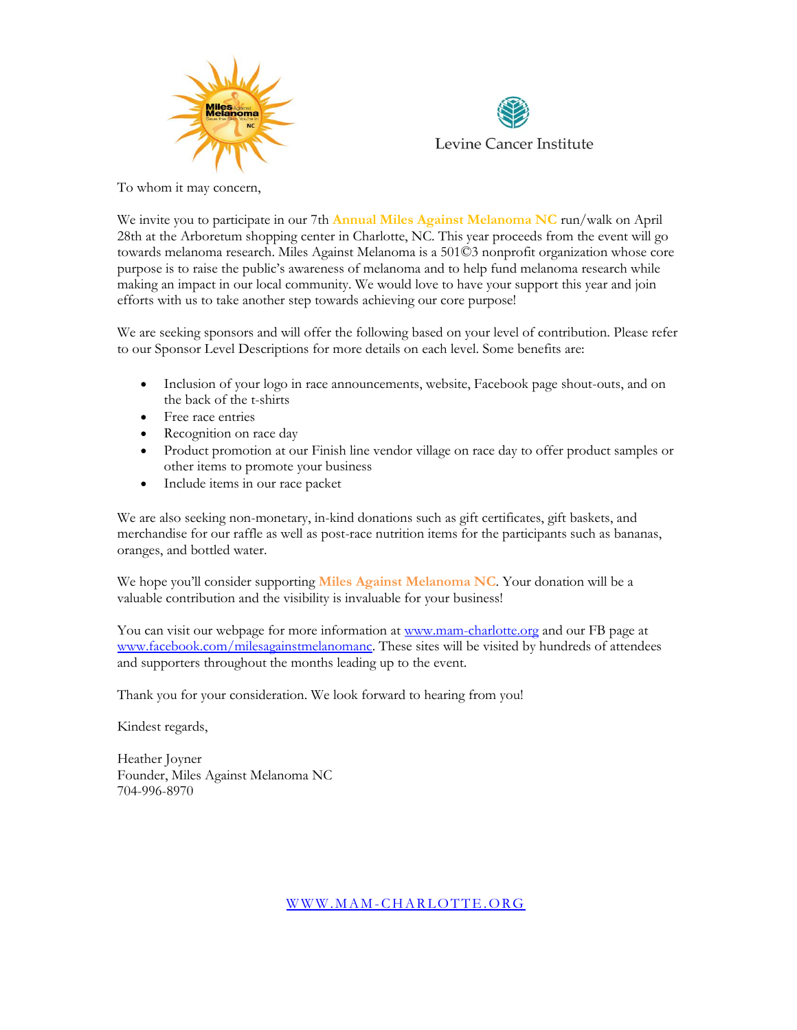Levine Cancer Institute

To whom it may concern,

We invite you to participate in our 7th **Annual Miles Against Melanoma NC** run/walk on April 28th at the Arboretum shopping center in Charlotte, NC. This year proceeds from the event will go towards melanoma research. Miles Against Melanoma is a 501©3 nonprofit organization whose core purpose is to raise the public's awareness of melanoma and to help fund melanoma research while making an impact in our local community. We would love to have your support this year and join efforts with us to take another step towards achieving our core purpose!

We are seeking sponsors and will offer the following based on your level of contribution. Please refer to our Sponsor Level Descriptions for more details on each level. Some benefits are:

- Inclusion of your logo in race announcements, website, Facebook page shout-outs, and on the back of the t-shirts
- Free race entries
- Recognition on race day
- Product promotion at our Finish line vendor village on race day to offer product samples or other items to promote your business
- Include items in our race packet

We are also seeking non-monetary, in-kind donations such as gift certificates, gift baskets, and merchandise for our raffle as well as post-race nutrition items for the participants such as bananas, oranges, and bottled water.

We hope you'll consider supporting **Miles Against Melanoma NC**. Your donation will be a valuable contribution and the visibility is invaluable for your business!

You can visit our webpage for more information at [www.mam-charlotte.org](http://www.mam-charlotte.org) and our FB page at [www.facebook.com/milesagainstmelanomanc](http://www.facebook.com/milesagainstmelanomanc). These sites will be visited by hundreds of attendees and supporters throughout the months leading up to the event.

Thank you for your consideration. We look forward to hearing from you!

Kindest regards,

Heather Joyner
Founder, Miles Against Melanoma NC
704-996-8970

[WWW.MAM-CHARLOTTE.ORG](http://www.mam-charlotte.org)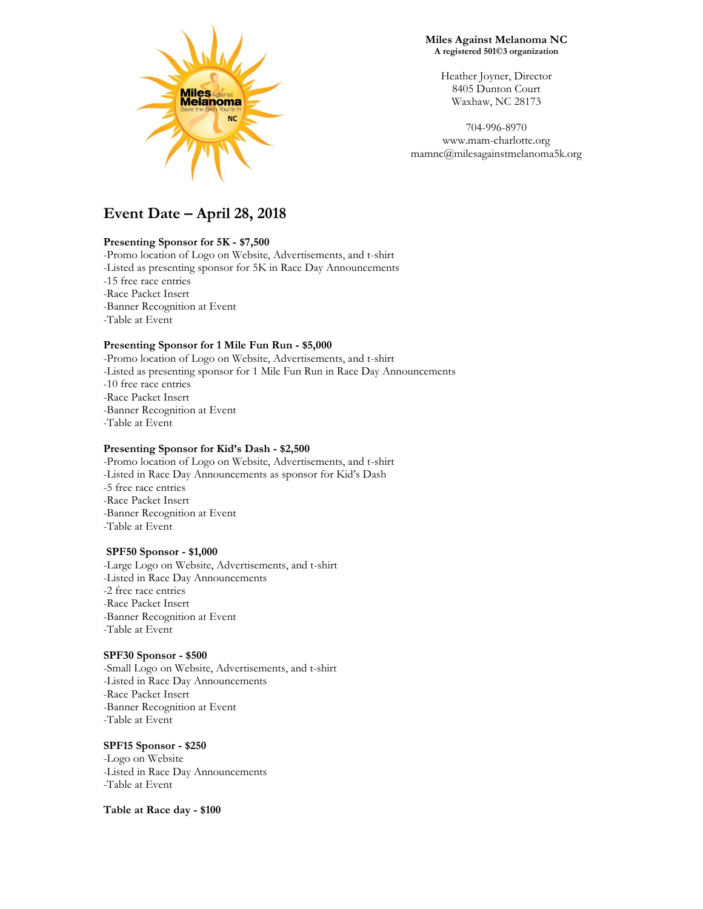**Miles Against Melanoma NC**
**A registered 501©3 organization**

Heather Joyner, Director
8405 Dunton Court
Waxhaw, NC 28173

704-996-8970
www.mam-charlotte.org
mamnc@milesagainstmelanoma5k.org

# Event Date – April 28, 2018

**Presenting Sponsor for 5K - $7,500**
-Promo location of Logo on Website, Advertisements, and t-shirt
-Listed as presenting sponsor for 5K in Race Day Announcements
-15 free race entries
-Race Packet Insert
-Banner Recognition at Event
-Table at Event

**Presenting Sponsor for 1 Mile Fun Run - $5,000**
-Promo location of Logo on Website, Advertisements, and t-shirt
-Listed as presenting sponsor for 1 Mile Fun Run in Race Day Announcements
-10 free race entries
-Race Packet Insert
-Banner Recognition at Event
-Table at Event

**Presenting Sponsor for Kid's Dash - $2,500**
-Promo location of Logo on Website, Advertisements, and t-shirt
-Listed in Race Day Announcements as sponsor for Kid's Dash
-5 free race entries
-Race Packet Insert
-Banner Recognition at Event
-Table at Event

**SPF50 Sponsor - $1,000**
-Large Logo on Website, Advertisements, and t-shirt
-Listed in Race Day Announcements
-2 free race entries
-Race Packet Insert
-Banner Recognition at Event
-Table at Event

**SPF30 Sponsor - $500**
-Small Logo on Website, Advertisements, and t-shirt
-Listed in Race Day Announcements
-Race Packet Insert
-Banner Recognition at Event
-Table at Event

**SPF15 Sponsor - $250**
-Logo on Website
-Listed in Race Day Announcements
-Table at Event

**Table at Race day - $100**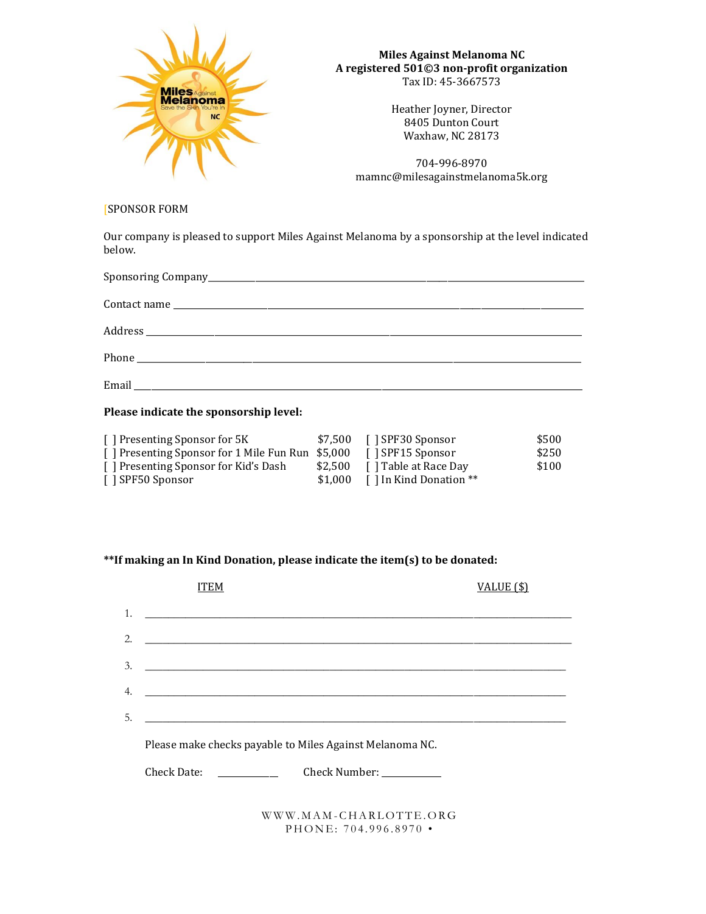**Miles Against Melanoma NC**
**A registered 501©3 non-profit organization**
Tax ID: 45-3667573

Heather Joyner, Director
8405 Dunton Court
Waxhaw, NC 28173

704-996-8970
mamnc@milesagainstmelanoma5k.org

[SPONSOR FORM

Our company is pleased to support Miles Against Melanoma by a sponsorship at the level indicated below.

Sponsoring Company_______________________________________________

Contact name _______________________________________________

Address _______________________________________________

Phone _______________________________________________

Email _______________________________________________

**Please indicate the sponsorship level:**

| | | | |
|---|---|---|---|
| [ ] Presenting Sponsor for 5K | $7,500 | [ ] SPF30 Sponsor | $500 |
| [ ] Presenting Sponsor for 1 Mile Fun Run | $5,000 | [ ] SPF15 Sponsor | $250 |
| [ ] Presenting Sponsor for Kid's Dash | $2,500 | [ ] Table at Race Day | $100 |
| [ ] SPF50 Sponsor | $1,000 | [ ] In Kind Donation ** | |

**\*\*If making an In Kind Donation, please indicate the item(s) to be donated:**

| ITEM | VALUE ($) |
|---|---|
| 1. | |
| 2. | |
| 3. | |
| 4. | |
| 5. | |

Please make checks payable to Miles Against Melanoma NC.

Check Date: ___________ Check Number: ___________

WWW.MAM-CHARLOTTE.ORG
PHONE: 704.996.8970 •